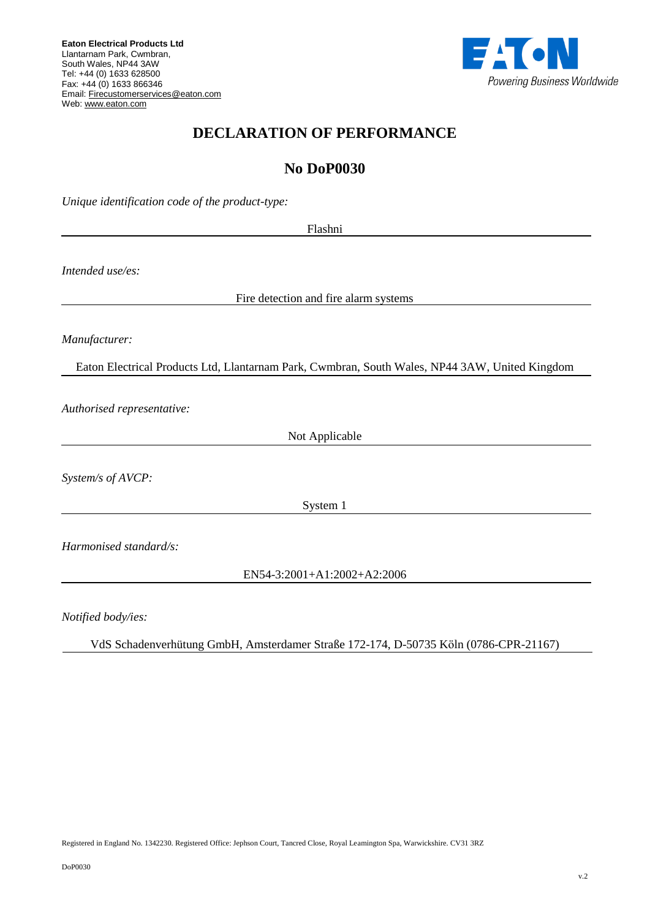**Eaton Electrical Products Ltd**
Llantarnam Park, Cwmbran,
South Wales, NP44 3AW
Tel: +44 (0) 1633 628500
Fax: +44 (0) 1633 866346
Email: Firecustomerservices@eaton.com
Web: www.eaton.com

# DECLARATION OF PERFORMANCE

## No DoP0030

*Unique identification code of the product-type:*

Flashni

*Intended use/es:*

Fire detection and fire alarm systems

*Manufacturer:*

Eaton Electrical Products Ltd, Llantarnam Park, Cwmbran, South Wales, NP44 3AW, United Kingdom

*Authorised representative:*

Not Applicable

*System/s of AVCP:*

System 1

*Harmonised standard/s:*

EN54-3:2001+A1:2002+A2:2006

*Notified body/ies:*

VdS Schadenverhütung GmbH, Amsterdamer Straße 172-174, D-50735 Köln (0786-CPR-21167)

Registered in England No. 1342230. Registered Office: Jephson Court, Tancred Close, Royal Leamington Spa, Warwickshire. CV31 3RZ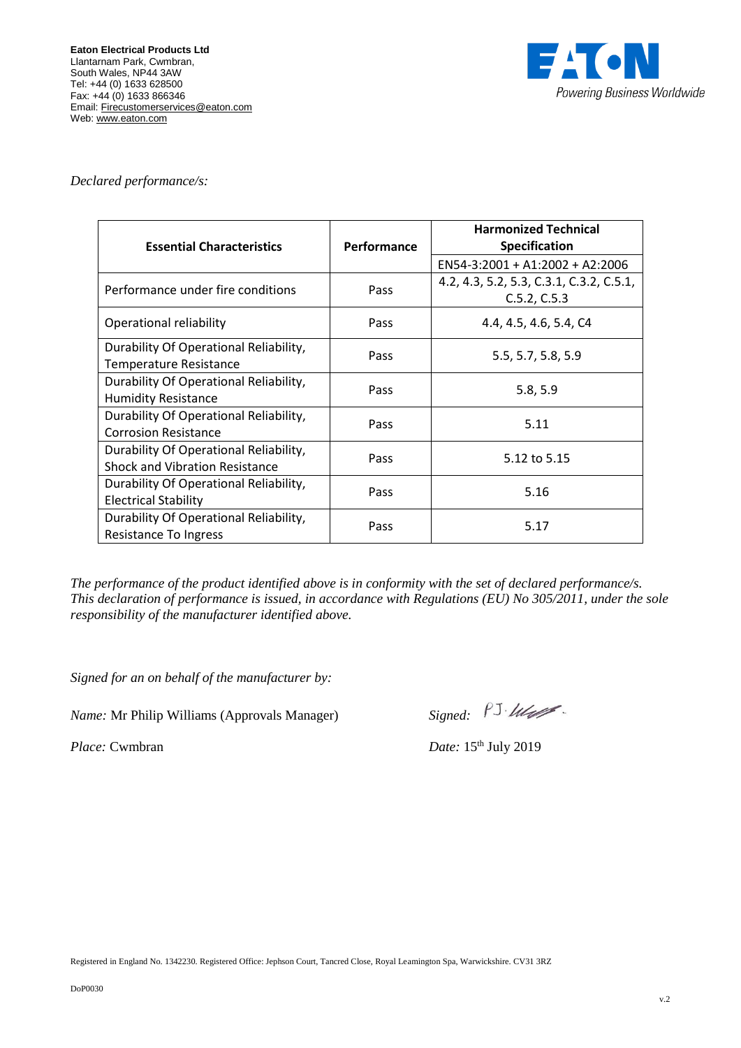**Eaton Electrical Products Ltd**
Llantarnam Park, Cwmbran,
South Wales, NP44 3AW
Tel: +44 (0) 1633 628500
Fax: +44 (0) 1633 866346
Email: Firecustomerservices@eaton.com
Web: www.eaton.com

EATON Powering Business Worldwide

*Declared performance/s:*

| Essential Characteristics | Performance | Harmonized Technical Specification |
|---|---|---|
| | | EN54-3:2001 + A1:2002 + A2:2006 |
| Performance under fire conditions | Pass | 4.2, 4.3, 5.2, 5.3, C.3.1, C.3.2, C.5.1, C.5.2, C.5.3 |
| Operational reliability | Pass | 4.4, 4.5, 4.6, 5.4, C4 |
| Durability Of Operational Reliability, Temperature Resistance | Pass | 5.5, 5.7, 5.8, 5.9 |
| Durability Of Operational Reliability, Humidity Resistance | Pass | 5.8, 5.9 |
| Durability Of Operational Reliability, Corrosion Resistance | Pass | 5.11 |
| Durability Of Operational Reliability, Shock and Vibration Resistance | Pass | 5.12 to 5.15 |
| Durability Of Operational Reliability, Electrical Stability | Pass | 5.16 |
| Durability Of Operational Reliability, Resistance To Ingress | Pass | 5.17 |

*The performance of the product identified above is in conformity with the set of declared performance/s. This declaration of performance is issued, in accordance with Regulations (EU) No 305/2011, under the sole responsibility of the manufacturer identified above.*

*Signed for an on behalf of the manufacturer by:*

*Name:* Mr Philip Williams (Approvals Manager)

*Signed:* PJ. Williams

*Place:* Cwmbran

*Date:* 15th July 2019

Registered in England No. 1342230. Registered Office: Jephson Court, Tancred Close, Royal Leamington Spa, Warwickshire. CV31 3RZ

DoP0030

v.2